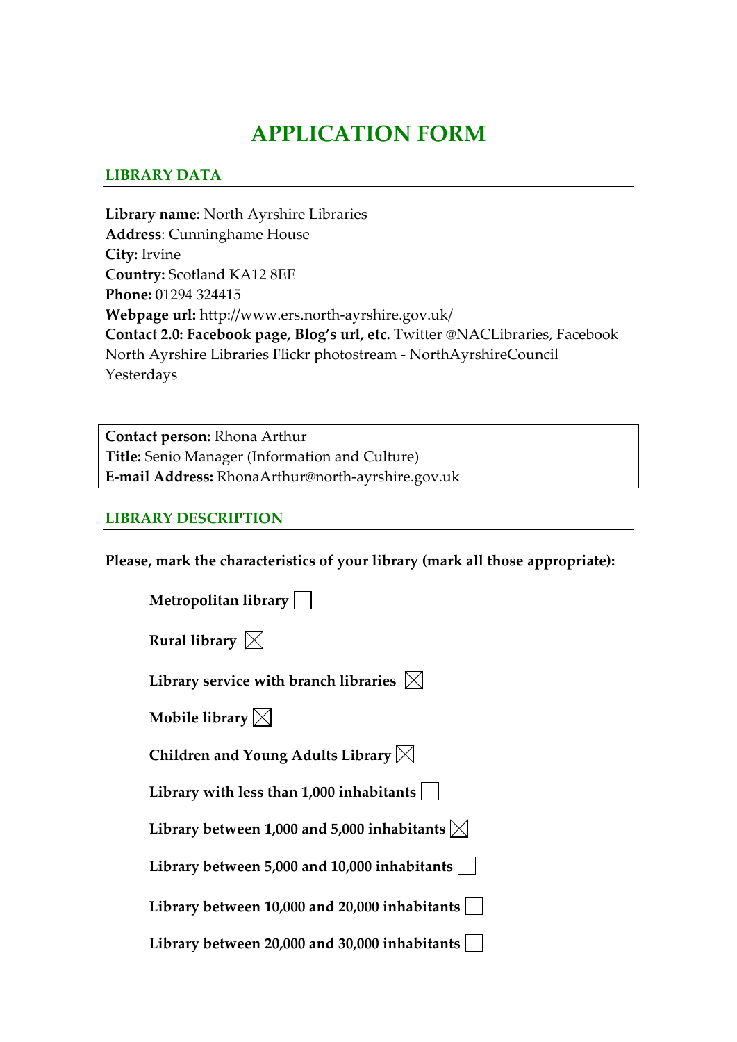# APPLICATION FORM

## LIBRARY DATA

**Library name**: North Ayrshire Libraries
**Address**: Cunninghame House
**City:** Irvine
**Country:** Scotland KA12 8EE
**Phone:** 01294 324415
**Webpage url:** http://www.ers.north-ayrshire.gov.uk/
**Contact 2.0: Facebook page, Blog's url, etc.** Twitter @NACLibraries, Facebook North Ayrshire Libraries Flickr photostream - NorthAyrshireCouncil Yesterdays

**Contact person:** Rhona Arthur
**Title:** Senio Manager (Information and Culture)
**E-mail Address:** RhonaArthur@north-ayrshire.gov.uk

## LIBRARY DESCRIPTION

**Please, mark the characteristics of your library (mark all those appropriate):**

- **Metropolitan library** ☐
- **Rural library** ☒
- **Library service with branch libraries** ☒
- **Mobile library** ☒
- **Children and Young Adults Library** ☒
- **Library with less than 1,000 inhabitants** ☐
- **Library between 1,000 and 5,000 inhabitants** ☒
- **Library between 5,000 and 10,000 inhabitants** ☐
- **Library between 10,000 and 20,000 inhabitants** ☐
- **Library between 20,000 and 30,000 inhabitants** ☐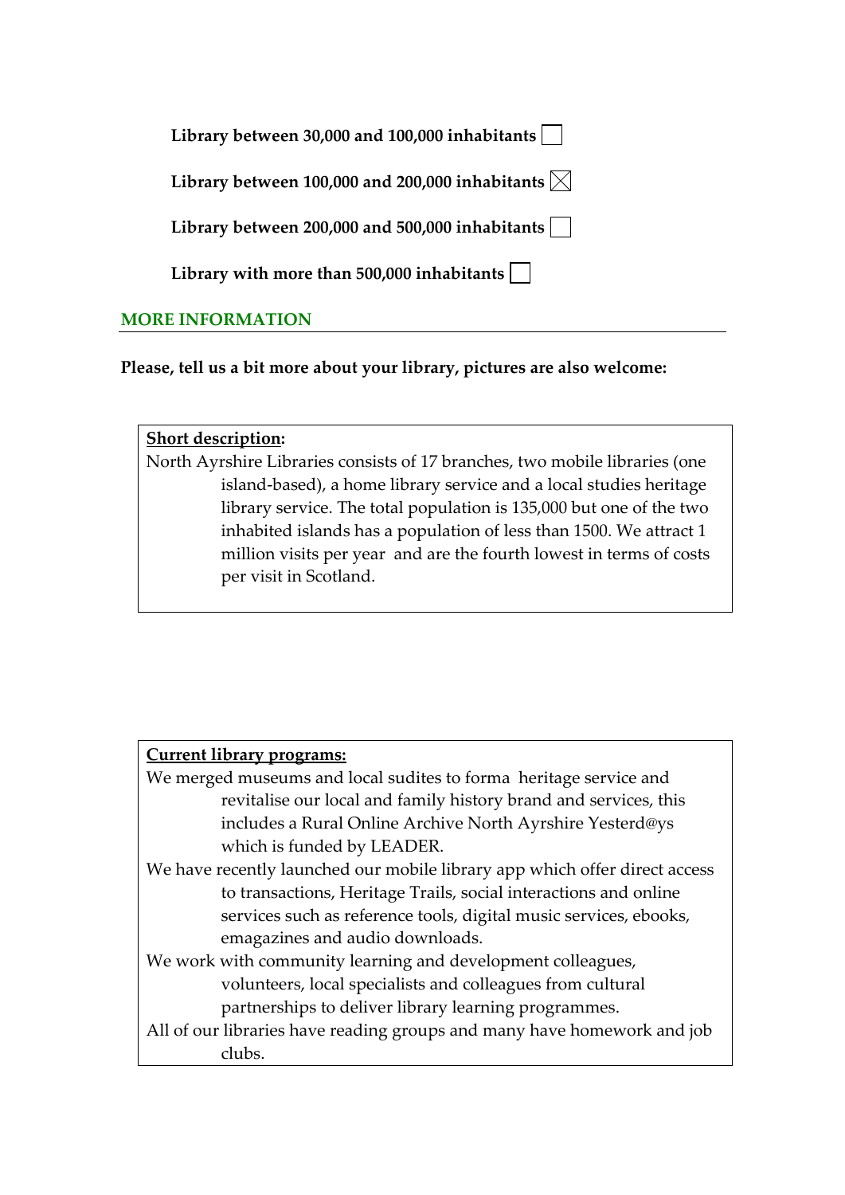**Library between 30,000 and 100,000 inhabitants** ☐

**Library between 100,000 and 200,000 inhabitants** ☒

**Library between 200,000 and 500,000 inhabitants** ☐

**Library with more than 500,000 inhabitants** ☐

## MORE INFORMATION

**Please, tell us a bit more about your library, pictures are also welcome:**

**Short description:**

North Ayrshire Libraries consists of 17 branches, two mobile libraries (one island-based), a home library service and a local studies heritage library service. The total population is 135,000 but one of the two inhabited islands has a population of less than 1500. We attract 1 million visits per year and are the fourth lowest in terms of costs per visit in Scotland.

**Current library programs:**

We merged museums and local sudites to forma heritage service and revitalise our local and family history brand and services, this includes a Rural Online Archive North Ayrshire Yesterd@ys which is funded by LEADER.

We have recently launched our mobile library app which offer direct access to transactions, Heritage Trails, social interactions and online services such as reference tools, digital music services, ebooks, emagazines and audio downloads.

We work with community learning and development colleagues, volunteers, local specialists and colleagues from cultural partnerships to deliver library learning programmes.

All of our libraries have reading groups and many have homework and job clubs.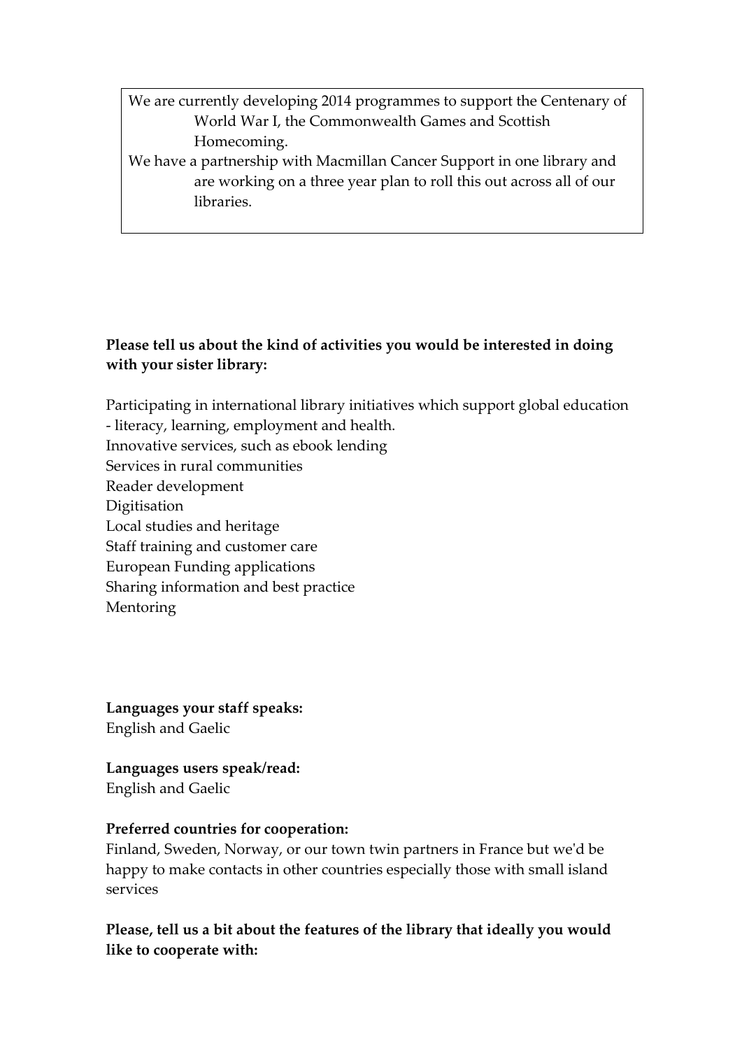We are currently developing 2014 programmes to support the Centenary of World War I, the Commonwealth Games and Scottish Homecoming.

We have a partnership with Macmillan Cancer Support in one library and are working on a three year plan to roll this out across all of our libraries.

**Please tell us about the kind of activities you would be interested in doing with your sister library:**

Participating in international library initiatives which support global education - literacy, learning, employment and health.
Innovative services, such as ebook lending
Services in rural communities
Reader development
Digitisation
Local studies and heritage
Staff training and customer care
European Funding applications
Sharing information and best practice
Mentoring

**Languages your staff speaks:**
English and Gaelic

**Languages users speak/read:**
English and Gaelic

**Preferred countries for cooperation:**
Finland, Sweden, Norway, or our town twin partners in France but we'd be happy to make contacts in other countries especially those with small island services

**Please, tell us a bit about the features of the library that ideally you would like to cooperate with:**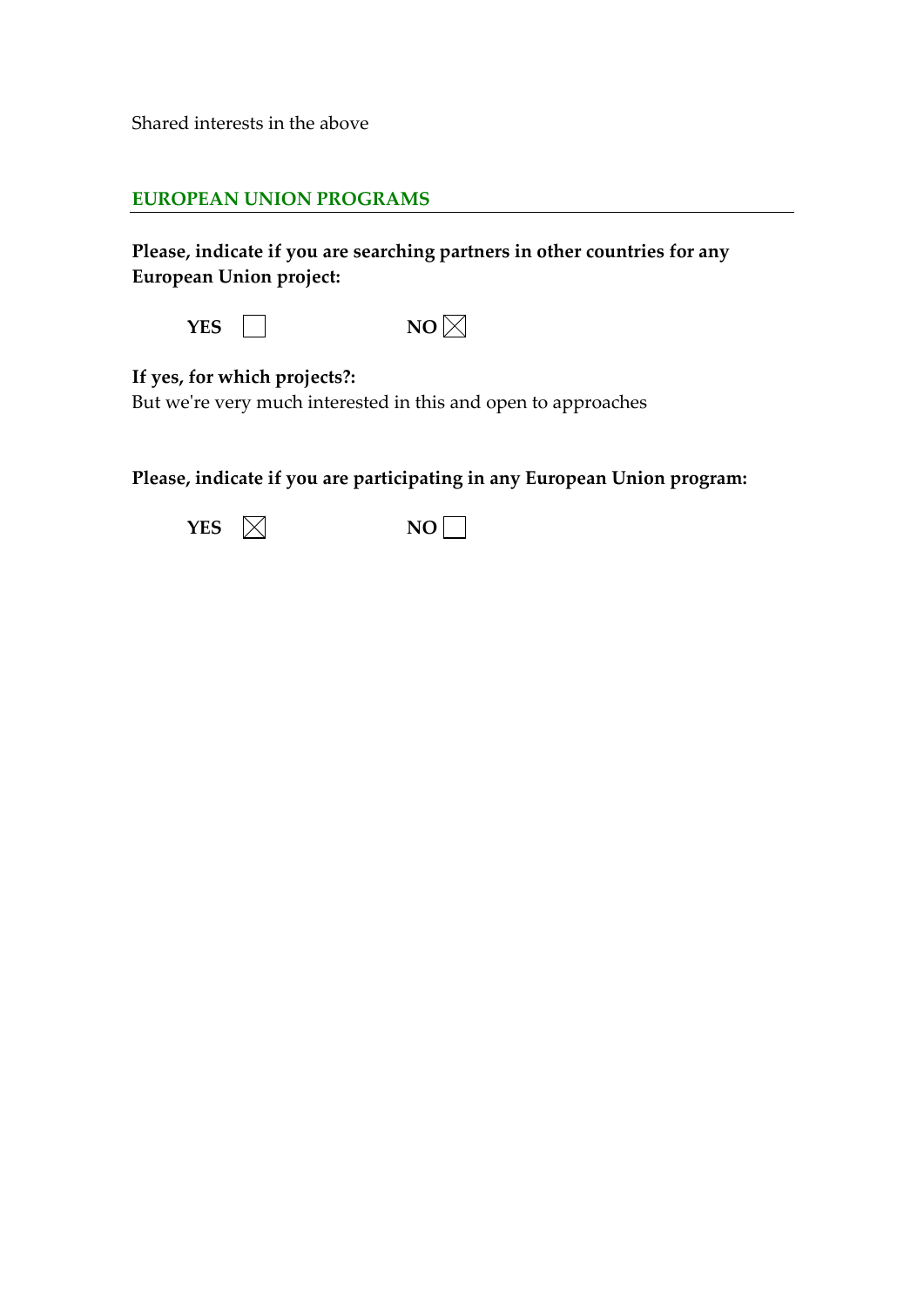Shared interests in the above

## EUROPEAN UNION PROGRAMS

**Please, indicate if you are searching partners in other countries for any European Union project:**

**YES** ☐ **NO** ☒

**If yes, for which projects?:**
But we're very much interested in this and open to approaches

**Please, indicate if you are participating in any European Union program:**

**YES** ☒ **NO** ☐